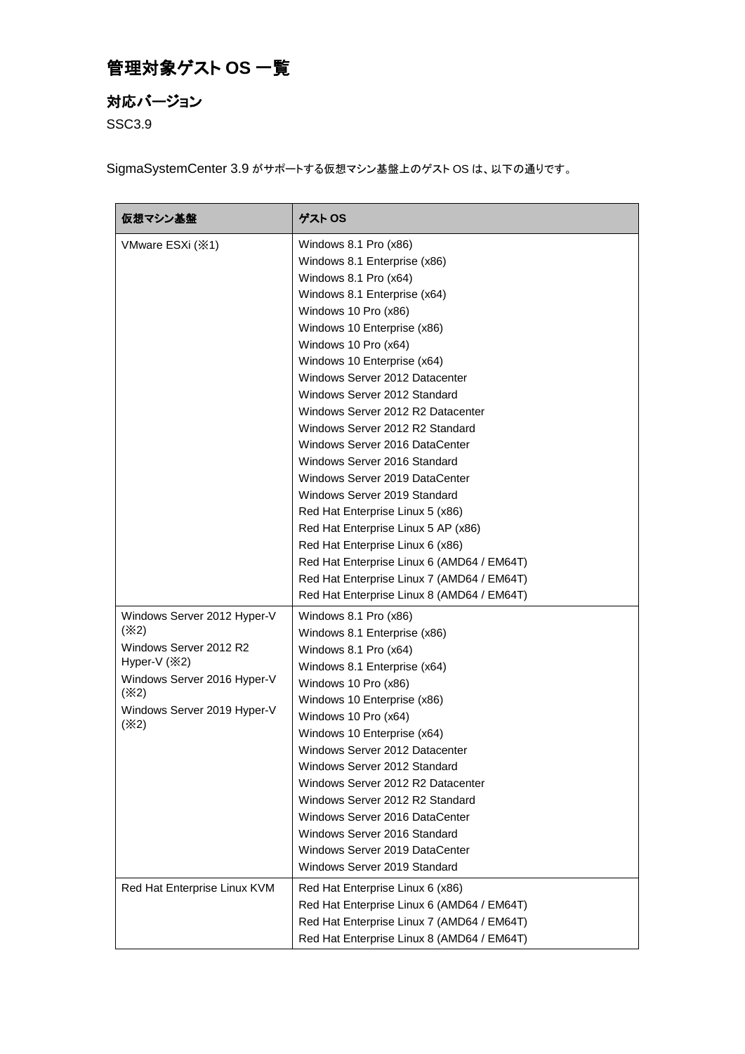# 管理対象ゲスト OS 一覧

## 対応バージョン

SSC3.9

SigmaSystemCenter 3.9 がサポートする仮想マシン基盤上のゲスト OS は、以下の通りです。

| 仮想マシン基盤 | ゲスト OS |
|---|---|
| VMware ESXi (※1) | Windows 8.1 Pro (x86)<br>Windows 8.1 Enterprise (x86)<br>Windows 8.1 Pro (x64)<br>Windows 8.1 Enterprise (x64)<br>Windows 10 Pro (x86)<br>Windows 10 Enterprise (x86)<br>Windows 10 Pro (x64)<br>Windows 10 Enterprise (x64)<br>Windows Server 2012 Datacenter<br>Windows Server 2012 Standard<br>Windows Server 2012 R2 Datacenter<br>Windows Server 2012 R2 Standard<br>Windows Server 2016 DataCenter<br>Windows Server 2016 Standard<br>Windows Server 2019 DataCenter<br>Windows Server 2019 Standard<br>Red Hat Enterprise Linux 5 (x86)<br>Red Hat Enterprise Linux 5 AP (x86)<br>Red Hat Enterprise Linux 6 (x86)<br>Red Hat Enterprise Linux 6 (AMD64 / EM64T)<br>Red Hat Enterprise Linux 7 (AMD64 / EM64T)<br>Red Hat Enterprise Linux 8 (AMD64 / EM64T) |
| Windows Server 2012 Hyper-V (※2)<br>Windows Server 2012 R2 Hyper-V (※2)<br>Windows Server 2016 Hyper-V (※2)<br>Windows Server 2019 Hyper-V (※2) | Windows 8.1 Pro (x86)<br>Windows 8.1 Enterprise (x86)<br>Windows 8.1 Pro (x64)<br>Windows 8.1 Enterprise (x64)<br>Windows 10 Pro (x86)<br>Windows 10 Enterprise (x86)<br>Windows 10 Pro (x64)<br>Windows 10 Enterprise (x64)<br>Windows Server 2012 Datacenter<br>Windows Server 2012 Standard<br>Windows Server 2012 R2 Datacenter<br>Windows Server 2012 R2 Standard<br>Windows Server 2016 DataCenter<br>Windows Server 2016 Standard<br>Windows Server 2019 DataCenter<br>Windows Server 2019 Standard |
| Red Hat Enterprise Linux KVM | Red Hat Enterprise Linux 6 (x86)<br>Red Hat Enterprise Linux 6 (AMD64 / EM64T)<br>Red Hat Enterprise Linux 7 (AMD64 / EM64T)<br>Red Hat Enterprise Linux 8 (AMD64 / EM64T) |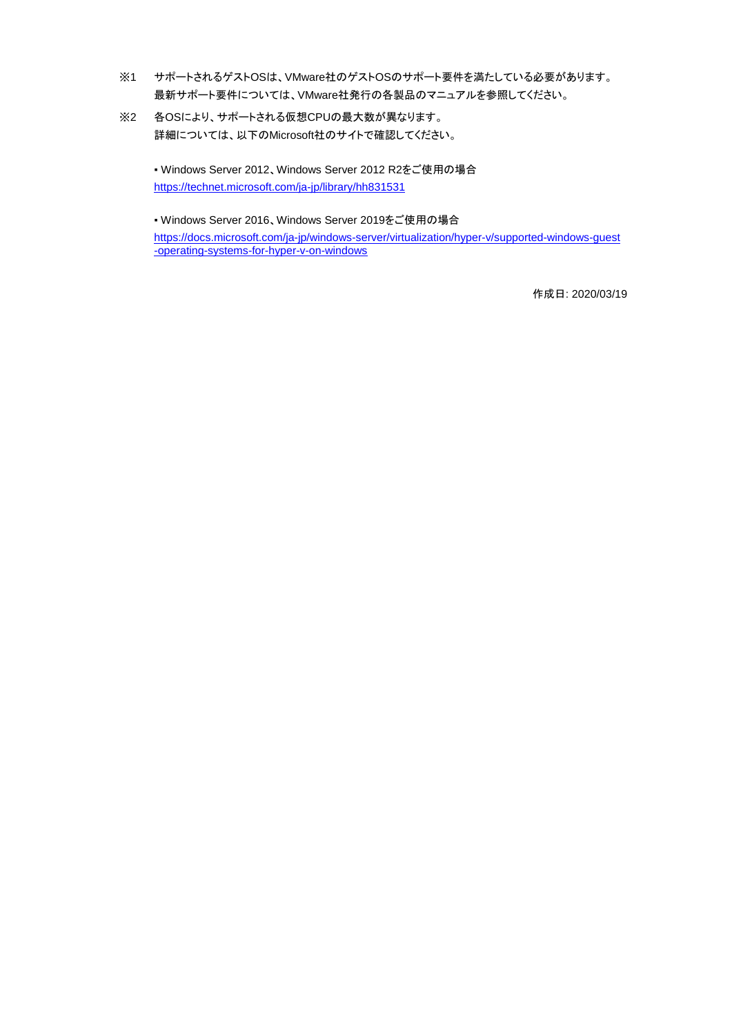※1　サポートされるゲストOSは、VMware社のゲストOSのサポート要件を満たしている必要があります。
最新サポート要件については、VMware社発行の各製品のマニュアルを参照してください。

※2　各OSにより、サポートされる仮想CPUの最大数が異なります。
詳細については、以下のMicrosoft社のサイトで確認してください。

▪ Windows Server 2012、Windows Server 2012 R2をご使用の場合
https://technet.microsoft.com/ja-jp/library/hh831531

▪ Windows Server 2016、Windows Server 2019をご使用の場合
https://docs.microsoft.com/ja-jp/windows-server/virtualization/hyper-v/supported-windows-guest-operating-systems-for-hyper-v-on-windows

作成日: 2020/03/19